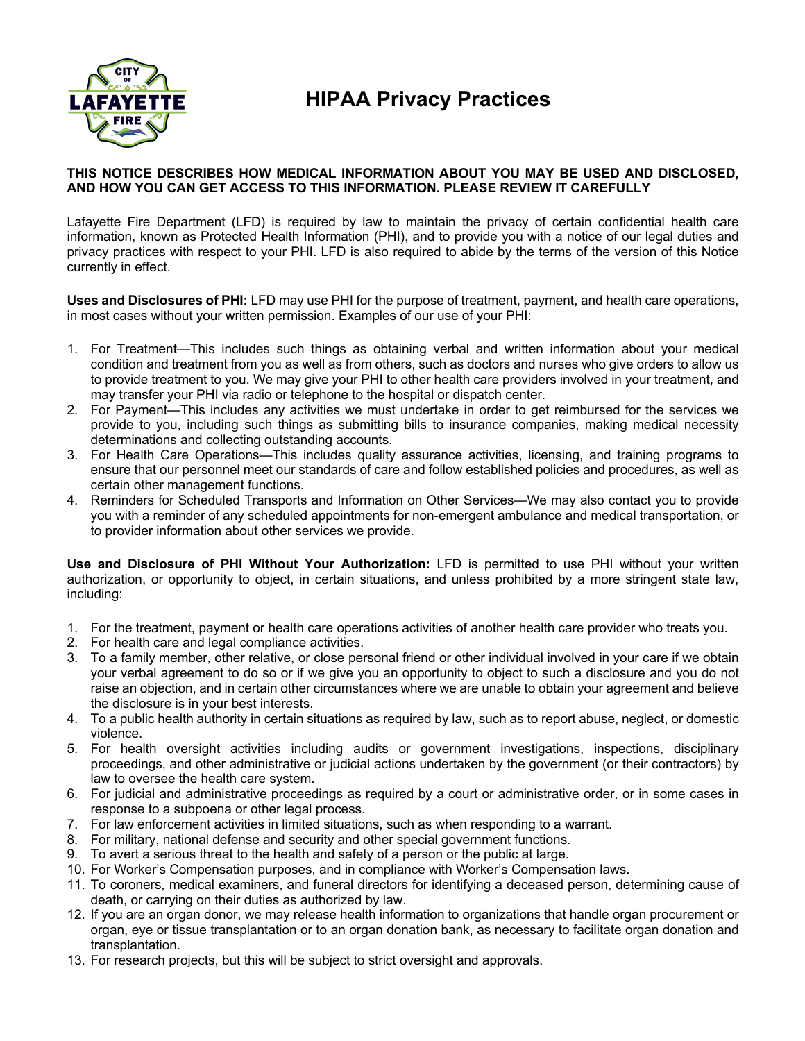# HIPAA Privacy Practices

**THIS NOTICE DESCRIBES HOW MEDICAL INFORMATION ABOUT YOU MAY BE USED AND DISCLOSED, AND HOW YOU CAN GET ACCESS TO THIS INFORMATION. PLEASE REVIEW IT CAREFULLY**

Lafayette Fire Department (LFD) is required by law to maintain the privacy of certain confidential health care information, known as Protected Health Information (PHI), and to provide you with a notice of our legal duties and privacy practices with respect to your PHI. LFD is also required to abide by the terms of the version of this Notice currently in effect.

**Uses and Disclosures of PHI:** LFD may use PHI for the purpose of treatment, payment, and health care operations, in most cases without your written permission. Examples of our use of your PHI:

1. For Treatment—This includes such things as obtaining verbal and written information about your medical condition and treatment from you as well as from others, such as doctors and nurses who give orders to allow us to provide treatment to you. We may give your PHI to other health care providers involved in your treatment, and may transfer your PHI via radio or telephone to the hospital or dispatch center.
2. For Payment—This includes any activities we must undertake in order to get reimbursed for the services we provide to you, including such things as submitting bills to insurance companies, making medical necessity determinations and collecting outstanding accounts.
3. For Health Care Operations—This includes quality assurance activities, licensing, and training programs to ensure that our personnel meet our standards of care and follow established policies and procedures, as well as certain other management functions.
4. Reminders for Scheduled Transports and Information on Other Services—We may also contact you to provide you with a reminder of any scheduled appointments for non-emergent ambulance and medical transportation, or to provider information about other services we provide.

**Use and Disclosure of PHI Without Your Authorization:** LFD is permitted to use PHI without your written authorization, or opportunity to object, in certain situations, and unless prohibited by a more stringent state law, including:

1. For the treatment, payment or health care operations activities of another health care provider who treats you.
2. For health care and legal compliance activities.
3. To a family member, other relative, or close personal friend or other individual involved in your care if we obtain your verbal agreement to do so or if we give you an opportunity to object to such a disclosure and you do not raise an objection, and in certain other circumstances where we are unable to obtain your agreement and believe the disclosure is in your best interests.
4. To a public health authority in certain situations as required by law, such as to report abuse, neglect, or domestic violence.
5. For health oversight activities including audits or government investigations, inspections, disciplinary proceedings, and other administrative or judicial actions undertaken by the government (or their contractors) by law to oversee the health care system.
6. For judicial and administrative proceedings as required by a court or administrative order, or in some cases in response to a subpoena or other legal process.
7. For law enforcement activities in limited situations, such as when responding to a warrant.
8. For military, national defense and security and other special government functions.
9. To avert a serious threat to the health and safety of a person or the public at large.
10. For Worker's Compensation purposes, and in compliance with Worker's Compensation laws.
11. To coroners, medical examiners, and funeral directors for identifying a deceased person, determining cause of death, or carrying on their duties as authorized by law.
12. If you are an organ donor, we may release health information to organizations that handle organ procurement or organ, eye or tissue transplantation or to an organ donation bank, as necessary to facilitate organ donation and transplantation.
13. For research projects, but this will be subject to strict oversight and approvals.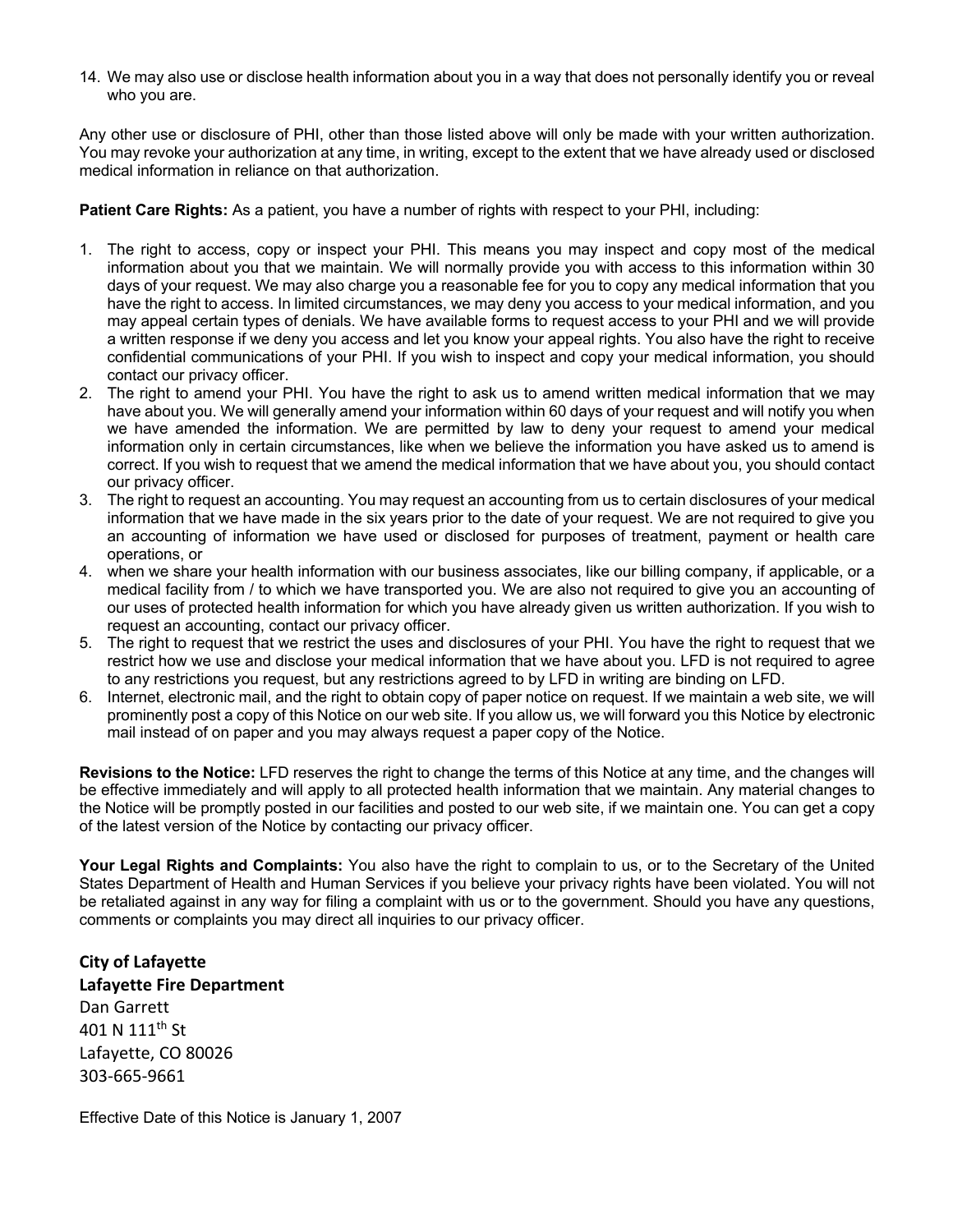14. We may also use or disclose health information about you in a way that does not personally identify you or reveal who you are.

Any other use or disclosure of PHI, other than those listed above will only be made with your written authorization. You may revoke your authorization at any time, in writing, except to the extent that we have already used or disclosed medical information in reliance on that authorization.

**Patient Care Rights:** As a patient, you have a number of rights with respect to your PHI, including:

1. The right to access, copy or inspect your PHI. This means you may inspect and copy most of the medical information about you that we maintain. We will normally provide you with access to this information within 30 days of your request. We may also charge you a reasonable fee for you to copy any medical information that you have the right to access. In limited circumstances, we may deny you access to your medical information, and you may appeal certain types of denials. We have available forms to request access to your PHI and we will provide a written response if we deny you access and let you know your appeal rights. You also have the right to receive confidential communications of your PHI. If you wish to inspect and copy your medical information, you should contact our privacy officer.
2. The right to amend your PHI. You have the right to ask us to amend written medical information that we may have about you. We will generally amend your information within 60 days of your request and will notify you when we have amended the information. We are permitted by law to deny your request to amend your medical information only in certain circumstances, like when we believe the information you have asked us to amend is correct. If you wish to request that we amend the medical information that we have about you, you should contact our privacy officer.
3. The right to request an accounting. You may request an accounting from us to certain disclosures of your medical information that we have made in the six years prior to the date of your request. We are not required to give you an accounting of information we have used or disclosed for purposes of treatment, payment or health care operations, or
4. when we share your health information with our business associates, like our billing company, if applicable, or a medical facility from / to which we have transported you. We are also not required to give you an accounting of our uses of protected health information for which you have already given us written authorization. If you wish to request an accounting, contact our privacy officer.
5. The right to request that we restrict the uses and disclosures of your PHI. You have the right to request that we restrict how we use and disclose your medical information that we have about you. LFD is not required to agree to any restrictions you request, but any restrictions agreed to by LFD in writing are binding on LFD.
6. Internet, electronic mail, and the right to obtain copy of paper notice on request. If we maintain a web site, we will prominently post a copy of this Notice on our web site. If you allow us, we will forward you this Notice by electronic mail instead of on paper and you may always request a paper copy of the Notice.

**Revisions to the Notice:** LFD reserves the right to change the terms of this Notice at any time, and the changes will be effective immediately and will apply to all protected health information that we maintain. Any material changes to the Notice will be promptly posted in our facilities and posted to our web site, if we maintain one. You can get a copy of the latest version of the Notice by contacting our privacy officer.

**Your Legal Rights and Complaints:** You also have the right to complain to us, or to the Secretary of the United States Department of Health and Human Services if you believe your privacy rights have been violated. You will not be retaliated against in any way for filing a complaint with us or to the government. Should you have any questions, comments or complaints you may direct all inquiries to our privacy officer.

**City of Lafayette**
**Lafayette Fire Department**
Dan Garrett
401 N 111th St
Lafayette, CO 80026
303-665-9661

Effective Date of this Notice is January 1, 2007